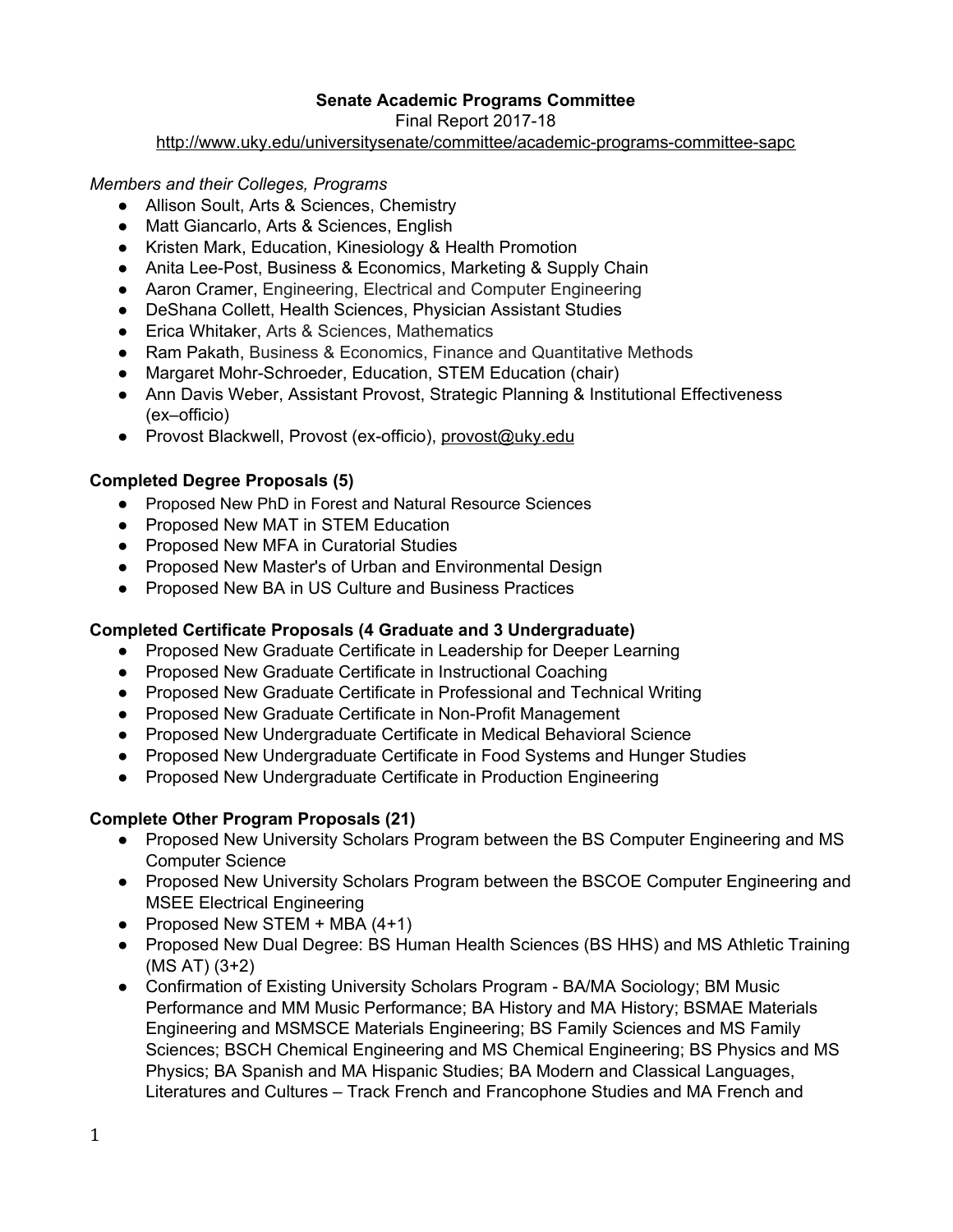**Senate Academic Programs Committee**

Final Report 2017-18

http://www.uky.edu/universitysenate/committee/academic-programs-committee-sapc

*Members and their Colleges, Programs*

- Allison Soult, Arts & Sciences, Chemistry
- Matt Giancarlo, Arts & Sciences, English
- Kristen Mark, Education, Kinesiology & Health Promotion
- Anita Lee-Post, Business & Economics, Marketing & Supply Chain
- Aaron Cramer, Engineering, Electrical and Computer Engineering
- DeShana Collett, Health Sciences, Physician Assistant Studies
- Erica Whitaker, Arts & Sciences, Mathematics
- Ram Pakath, Business & Economics, Finance and Quantitative Methods
- Margaret Mohr-Schroeder, Education, STEM Education (chair)
- Ann Davis Weber, Assistant Provost, Strategic Planning & Institutional Effectiveness (ex–officio)
- Provost Blackwell, Provost (ex-officio), provost@uky.edu

**Completed Degree Proposals (5)**

- Proposed New PhD in Forest and Natural Resource Sciences
- Proposed New MAT in STEM Education
- Proposed New MFA in Curatorial Studies
- Proposed New Master's of Urban and Environmental Design
- Proposed New BA in US Culture and Business Practices

**Completed Certificate Proposals (4 Graduate and 3 Undergraduate)**

- Proposed New Graduate Certificate in Leadership for Deeper Learning
- Proposed New Graduate Certificate in Instructional Coaching
- Proposed New Graduate Certificate in Professional and Technical Writing
- Proposed New Graduate Certificate in Non-Profit Management
- Proposed New Undergraduate Certificate in Medical Behavioral Science
- Proposed New Undergraduate Certificate in Food Systems and Hunger Studies
- Proposed New Undergraduate Certificate in Production Engineering

**Complete Other Program Proposals (21)**

- Proposed New University Scholars Program between the BS Computer Engineering and MS Computer Science
- Proposed New University Scholars Program between the BSCOE Computer Engineering and MSEE Electrical Engineering
- Proposed New STEM + MBA (4+1)
- Proposed New Dual Degree: BS Human Health Sciences (BS HHS) and MS Athletic Training (MS AT) (3+2)
- Confirmation of Existing University Scholars Program - BA/MA Sociology; BM Music Performance and MM Music Performance; BA History and MA History; BSMAE Materials Engineering and MSMSCE Materials Engineering; BS Family Sciences and MS Family Sciences; BSCH Chemical Engineering and MS Chemical Engineering; BS Physics and MS Physics; BA Spanish and MA Hispanic Studies; BA Modern and Classical Languages, Literatures and Cultures – Track French and Francophone Studies and MA French and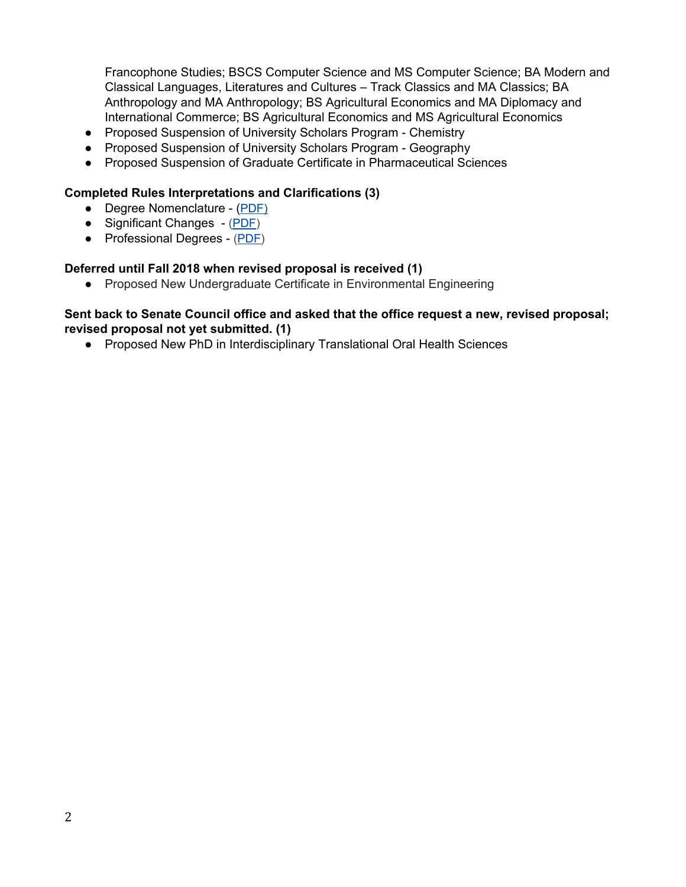Francophone Studies; BSCS Computer Science and MS Computer Science; BA Modern and Classical Languages, Literatures and Cultures – Track Classics and MA Classics; BA Anthropology and MA Anthropology; BS Agricultural Economics and MA Diplomacy and International Commerce; BS Agricultural Economics and MS Agricultural Economics

- Proposed Suspension of University Scholars Program - Chemistry
- Proposed Suspension of University Scholars Program - Geography
- Proposed Suspension of Graduate Certificate in Pharmaceutical Sciences

**Completed Rules Interpretations and Clarifications (3)**

- Degree Nomenclature - (PDF)
- Significant Changes - (PDF)
- Professional Degrees - (PDF)

**Deferred until Fall 2018 when revised proposal is received (1)**

- Proposed New Undergraduate Certificate in Environmental Engineering

**Sent back to Senate Council office and asked that the office request a new, revised proposal; revised proposal not yet submitted. (1)**

- Proposed New PhD in Interdisciplinary Translational Oral Health Sciences